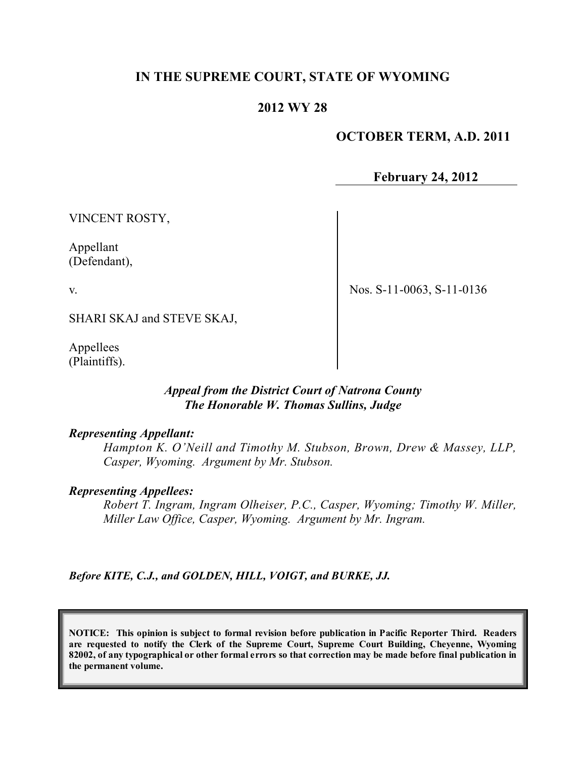# IN THE SUPREME COURT, STATE OF WYOMING

## 2012 WY 28

**OCTOBER TERM, A.D. 2011**

**February 24, 2012**

VINCENT ROSTY,

Appellant
(Defendant),

v.

SHARI SKAJ and STEVE SKAJ,

Appellees
(Plaintiffs).

Nos. S-11-0063, S-11-0136

*Appeal from the District Court of Natrona County*
*The Honorable W. Thomas Sullins, Judge*

***Representing Appellant:***

*Hampton K. O'Neill and Timothy M. Stubson, Brown, Drew & Massey, LLP, Casper, Wyoming. Argument by Mr. Stubson.*

***Representing Appellees:***

*Robert T. Ingram, Ingram Olheiser, P.C., Casper, Wyoming; Timothy W. Miller, Miller Law Office, Casper, Wyoming. Argument by Mr. Ingram.*

***Before KITE, C.J., and GOLDEN, HILL, VOIGT, and BURKE, JJ.***

**NOTICE: This opinion is subject to formal revision before publication in Pacific Reporter Third. Readers are requested to notify the Clerk of the Supreme Court, Supreme Court Building, Cheyenne, Wyoming 82002, of any typographical or other formal errors so that correction may be made before final publication in the permanent volume.**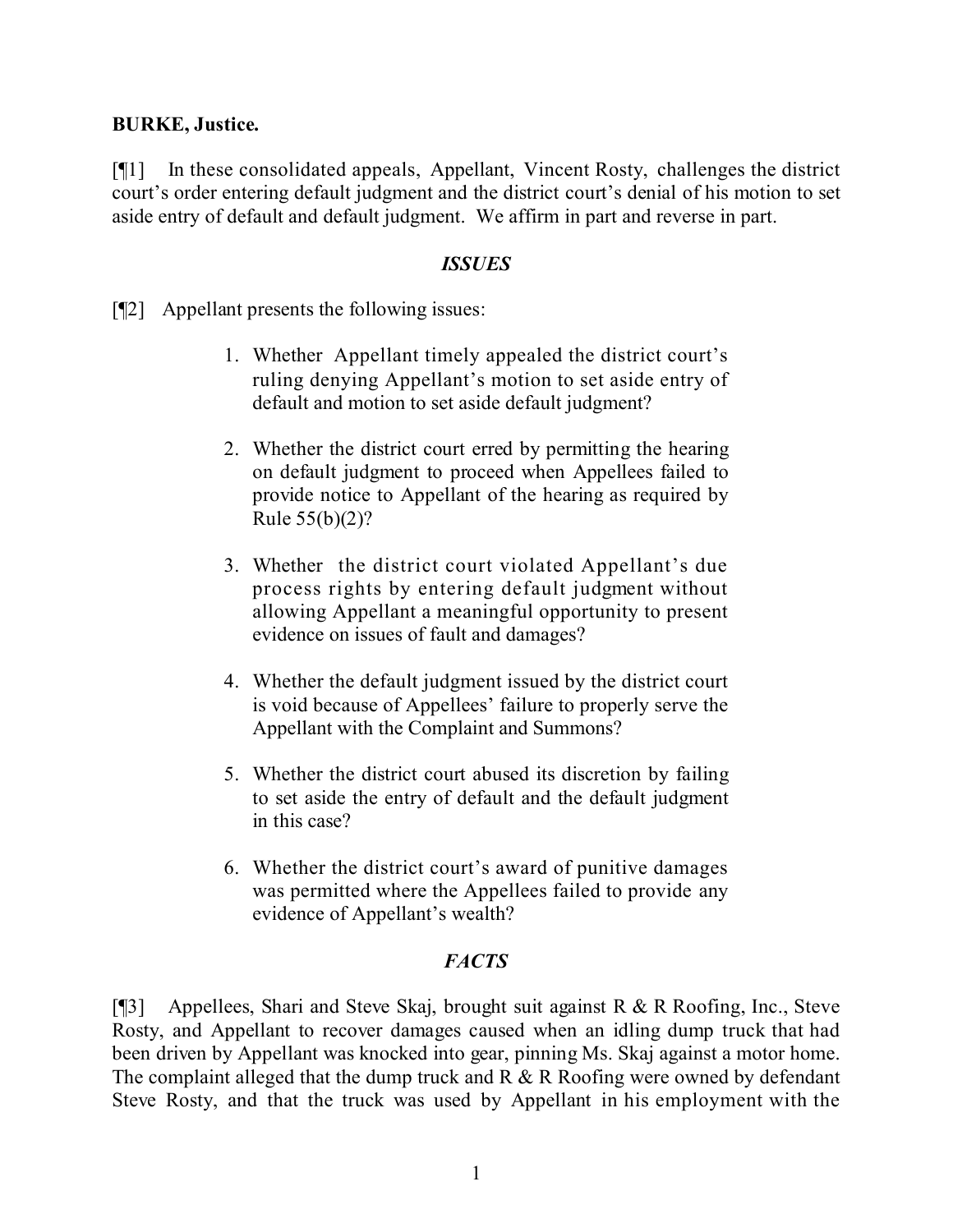**BURKE, Justice.**

[¶1] In these consolidated appeals, Appellant, Vincent Rosty, challenges the district court's order entering default judgment and the district court's denial of his motion to set aside entry of default and default judgment. We affirm in part and reverse in part.

### *ISSUES*

[¶2] Appellant presents the following issues:

> 1. Whether Appellant timely appealed the district court's ruling denying Appellant's motion to set aside entry of default and motion to set aside default judgment?
>
> 2. Whether the district court erred by permitting the hearing on default judgment to proceed when Appellees failed to provide notice to Appellant of the hearing as required by Rule 55(b)(2)?
>
> 3. Whether the district court violated Appellant's due process rights by entering default judgment without allowing Appellant a meaningful opportunity to present evidence on issues of fault and damages?
>
> 4. Whether the default judgment issued by the district court is void because of Appellees' failure to properly serve the Appellant with the Complaint and Summons?
>
> 5. Whether the district court abused its discretion by failing to set aside the entry of default and the default judgment in this case?
>
> 6. Whether the district court's award of punitive damages was permitted where the Appellees failed to provide any evidence of Appellant's wealth?

### *FACTS*

[¶3] Appellees, Shari and Steve Skaj, brought suit against R & R Roofing, Inc., Steve Rosty, and Appellant to recover damages caused when an idling dump truck that had been driven by Appellant was knocked into gear, pinning Ms. Skaj against a motor home. The complaint alleged that the dump truck and R & R Roofing were owned by defendant Steve Rosty, and that the truck was used by Appellant in his employment with the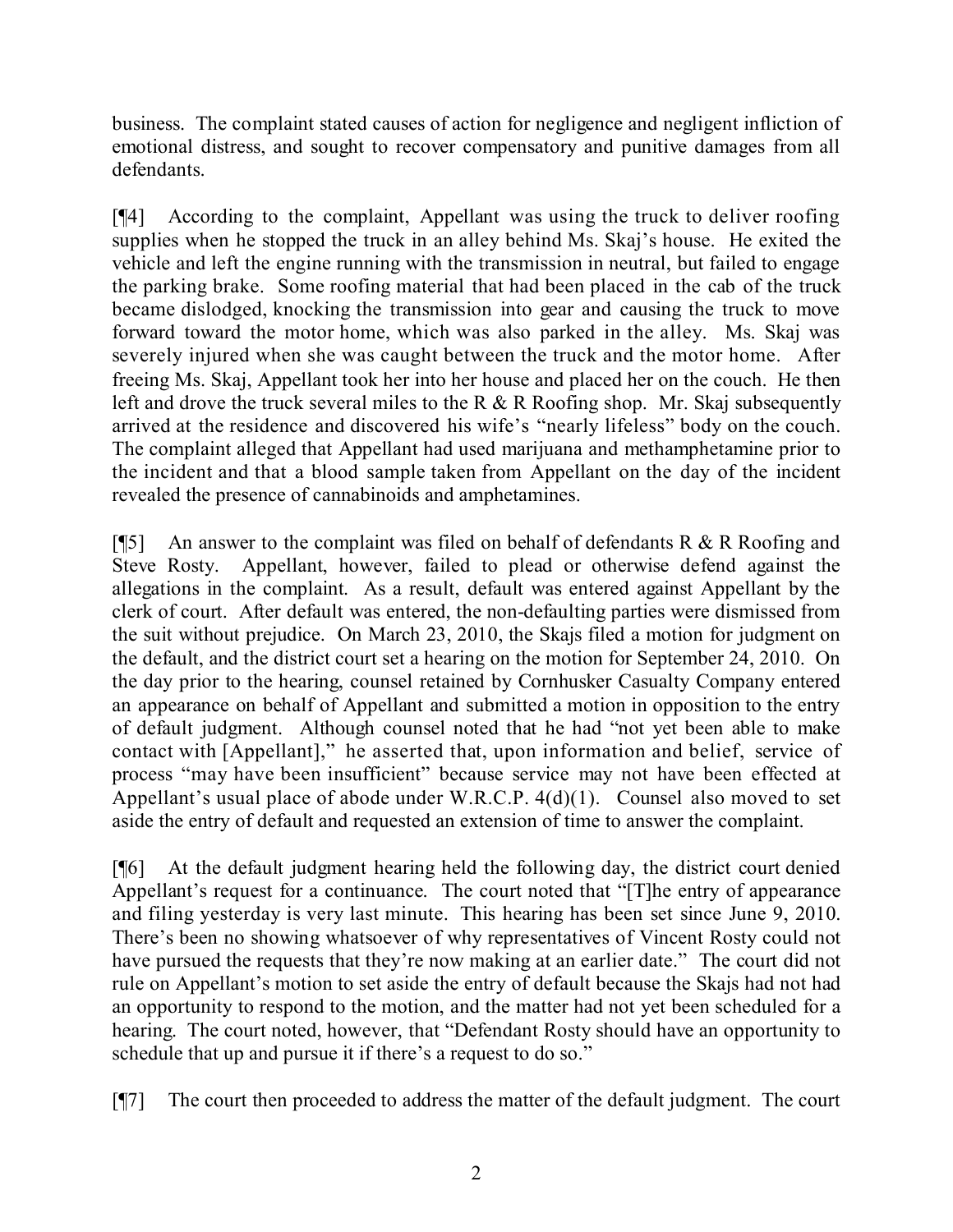business. The complaint stated causes of action for negligence and negligent infliction of emotional distress, and sought to recover compensatory and punitive damages from all defendants.

[¶4] According to the complaint, Appellant was using the truck to deliver roofing supplies when he stopped the truck in an alley behind Ms. Skaj's house. He exited the vehicle and left the engine running with the transmission in neutral, but failed to engage the parking brake. Some roofing material that had been placed in the cab of the truck became dislodged, knocking the transmission into gear and causing the truck to move forward toward the motor home, which was also parked in the alley. Ms. Skaj was severely injured when she was caught between the truck and the motor home. After freeing Ms. Skaj, Appellant took her into her house and placed her on the couch. He then left and drove the truck several miles to the R & R Roofing shop. Mr. Skaj subsequently arrived at the residence and discovered his wife's "nearly lifeless" body on the couch. The complaint alleged that Appellant had used marijuana and methamphetamine prior to the incident and that a blood sample taken from Appellant on the day of the incident revealed the presence of cannabinoids and amphetamines.

[¶5] An answer to the complaint was filed on behalf of defendants R & R Roofing and Steve Rosty. Appellant, however, failed to plead or otherwise defend against the allegations in the complaint. As a result, default was entered against Appellant by the clerk of court. After default was entered, the non-defaulting parties were dismissed from the suit without prejudice. On March 23, 2010, the Skajs filed a motion for judgment on the default, and the district court set a hearing on the motion for September 24, 2010. On the day prior to the hearing, counsel retained by Cornhusker Casualty Company entered an appearance on behalf of Appellant and submitted a motion in opposition to the entry of default judgment. Although counsel noted that he had "not yet been able to make contact with [Appellant]," he asserted that, upon information and belief, service of process "may have been insufficient" because service may not have been effected at Appellant's usual place of abode under W.R.C.P. 4(d)(1). Counsel also moved to set aside the entry of default and requested an extension of time to answer the complaint.

[¶6] At the default judgment hearing held the following day, the district court denied Appellant's request for a continuance. The court noted that "[T]he entry of appearance and filing yesterday is very last minute. This hearing has been set since June 9, 2010. There's been no showing whatsoever of why representatives of Vincent Rosty could not have pursued the requests that they're now making at an earlier date." The court did not rule on Appellant's motion to set aside the entry of default because the Skajs had not had an opportunity to respond to the motion, and the matter had not yet been scheduled for a hearing. The court noted, however, that "Defendant Rosty should have an opportunity to schedule that up and pursue it if there's a request to do so."

[¶7] The court then proceeded to address the matter of the default judgment. The court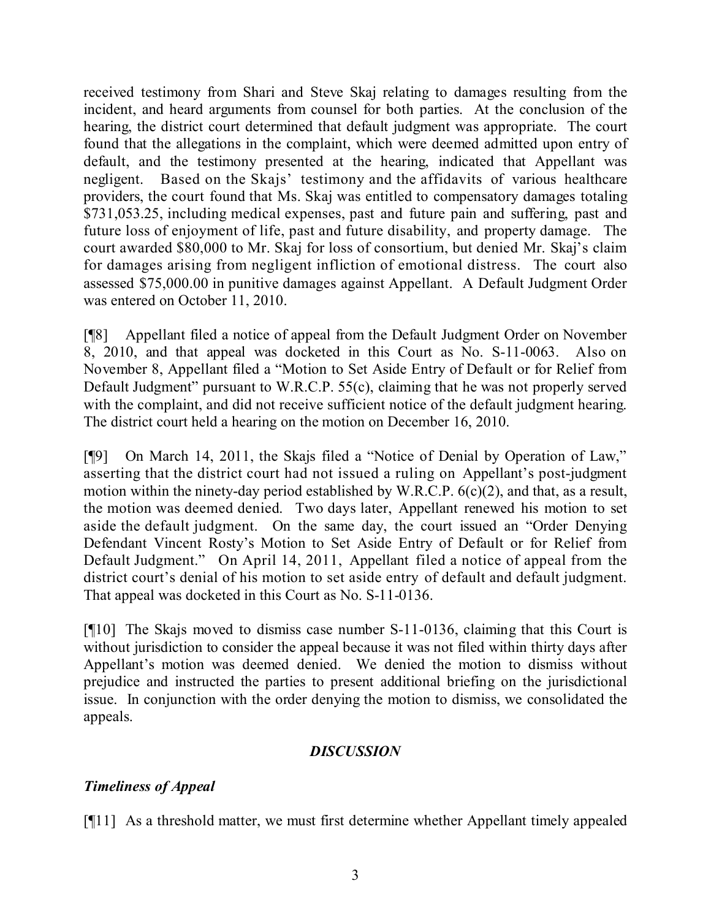received testimony from Shari and Steve Skaj relating to damages resulting from the incident, and heard arguments from counsel for both parties. At the conclusion of the hearing, the district court determined that default judgment was appropriate. The court found that the allegations in the complaint, which were deemed admitted upon entry of default, and the testimony presented at the hearing, indicated that Appellant was negligent. Based on the Skajs' testimony and the affidavits of various healthcare providers, the court found that Ms. Skaj was entitled to compensatory damages totaling $731,053.25, including medical expenses, past and future pain and suffering, past and future loss of enjoyment of life, past and future disability, and property damage. The court awarded $80,000 to Mr. Skaj for loss of consortium, but denied Mr. Skaj's claim for damages arising from negligent infliction of emotional distress. The court also assessed $75,000.00 in punitive damages against Appellant. A Default Judgment Order was entered on October 11, 2010.

[¶8] Appellant filed a notice of appeal from the Default Judgment Order on November 8, 2010, and that appeal was docketed in this Court as No. S-11-0063. Also on November 8, Appellant filed a "Motion to Set Aside Entry of Default or for Relief from Default Judgment" pursuant to W.R.C.P. 55(c), claiming that he was not properly served with the complaint, and did not receive sufficient notice of the default judgment hearing. The district court held a hearing on the motion on December 16, 2010.

[¶9] On March 14, 2011, the Skajs filed a "Notice of Denial by Operation of Law," asserting that the district court had not issued a ruling on Appellant's post-judgment motion within the ninety-day period established by W.R.C.P. 6(c)(2), and that, as a result, the motion was deemed denied. Two days later, Appellant renewed his motion to set aside the default judgment. On the same day, the court issued an "Order Denying Defendant Vincent Rosty's Motion to Set Aside Entry of Default or for Relief from Default Judgment." On April 14, 2011, Appellant filed a notice of appeal from the district court's denial of his motion to set aside entry of default and default judgment. That appeal was docketed in this Court as No. S-11-0136.

[¶10] The Skajs moved to dismiss case number S-11-0136, claiming that this Court is without jurisdiction to consider the appeal because it was not filed within thirty days after Appellant's motion was deemed denied. We denied the motion to dismiss without prejudice and instructed the parties to present additional briefing on the jurisdictional issue. In conjunction with the order denying the motion to dismiss, we consolidated the appeals.

## *DISCUSSION*

### *Timeliness of Appeal*

[¶11] As a threshold matter, we must first determine whether Appellant timely appealed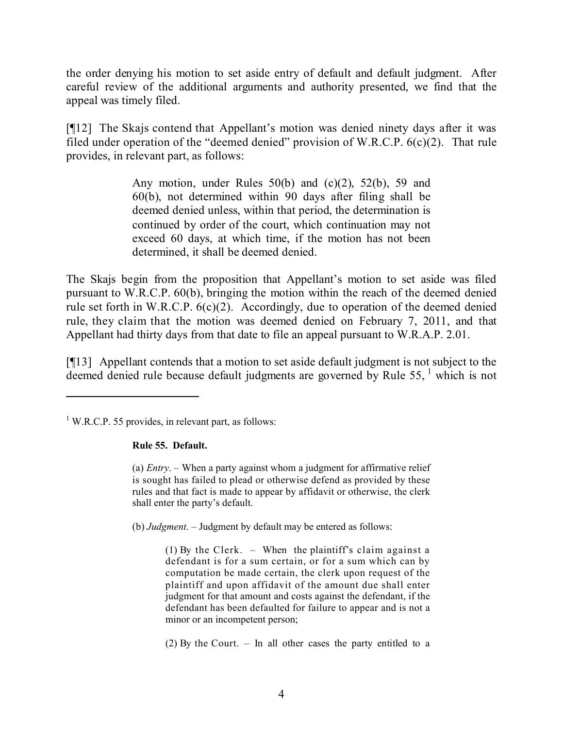the order denying his motion to set aside entry of default and default judgment. After careful review of the additional arguments and authority presented, we find that the appeal was timely filed.

[¶12] The Skajs contend that Appellant's motion was denied ninety days after it was filed under operation of the "deemed denied" provision of W.R.C.P. 6(c)(2). That rule provides, in relevant part, as follows:

> Any motion, under Rules 50(b) and (c)(2), 52(b), 59 and 60(b), not determined within 90 days after filing shall be deemed denied unless, within that period, the determination is continued by order of the court, which continuation may not exceed 60 days, at which time, if the motion has not been determined, it shall be deemed denied.

The Skajs begin from the proposition that Appellant's motion to set aside was filed pursuant to W.R.C.P. 60(b), bringing the motion within the reach of the deemed denied rule set forth in W.R.C.P. 6(c)(2). Accordingly, due to operation of the deemed denied rule, they claim that the motion was deemed denied on February 7, 2011, and that Appellant had thirty days from that date to file an appeal pursuant to W.R.A.P. 2.01.

[¶13] Appellant contends that a motion to set aside default judgment is not subject to the deemed denied rule because default judgments are governed by Rule 55, [1] which is not

---

[1] W.R.C.P. 55 provides, in relevant part, as follows:

> **Rule 55. Default.**
>
> (a) *Entry*. – When a party against whom a judgment for affirmative relief is sought has failed to plead or otherwise defend as provided by these rules and that fact is made to appear by affidavit or otherwise, the clerk shall enter the party's default.
>
> (b) *Judgment*. – Judgment by default may be entered as follows:
>
> > (1) By the Clerk. – When the plaintiff's claim against a defendant is for a sum certain, or for a sum which can by computation be made certain, the clerk upon request of the plaintiff and upon affidavit of the amount due shall enter judgment for that amount and costs against the defendant, if the defendant has been defaulted for failure to appear and is not a minor or an incompetent person;
> >
> > (2) By the Court. – In all other cases the party entitled to a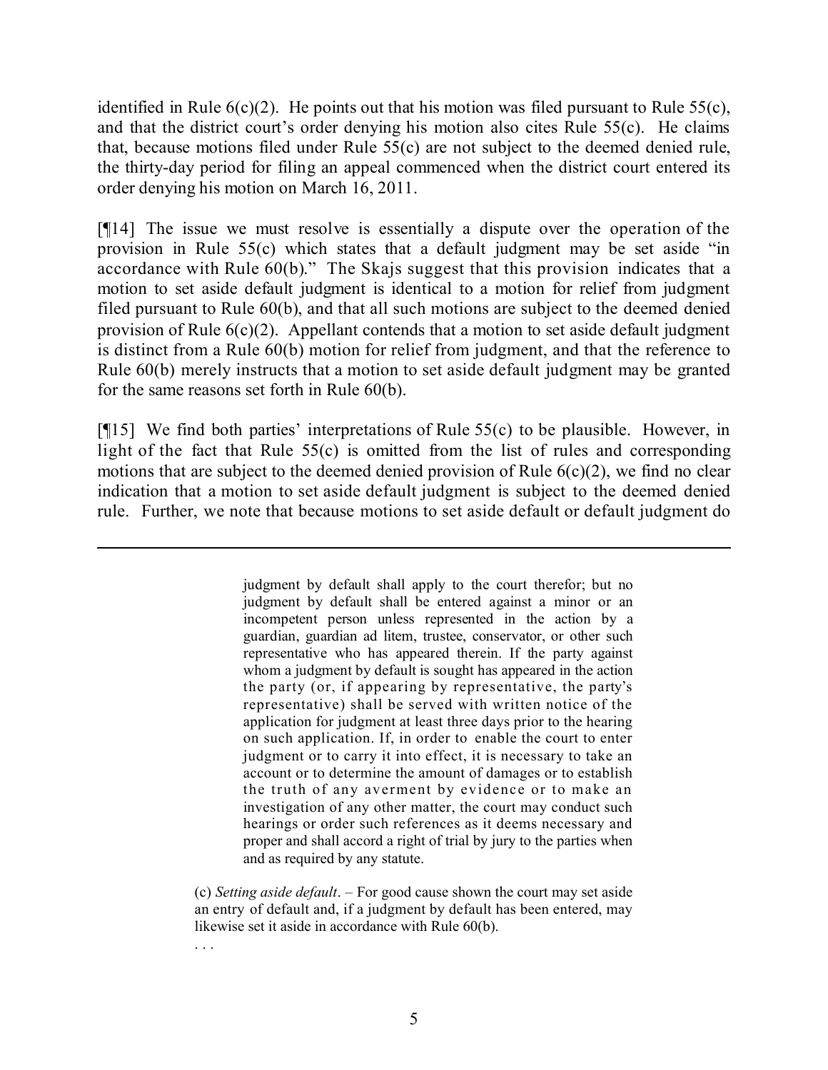identified in Rule 6(c)(2). He points out that his motion was filed pursuant to Rule 55(c), and that the district court's order denying his motion also cites Rule 55(c). He claims that, because motions filed under Rule 55(c) are not subject to the deemed denied rule, the thirty-day period for filing an appeal commenced when the district court entered its order denying his motion on March 16, 2011.

[¶14] The issue we must resolve is essentially a dispute over the operation of the provision in Rule 55(c) which states that a default judgment may be set aside "in accordance with Rule 60(b)." The Skajs suggest that this provision indicates that a motion to set aside default judgment is identical to a motion for relief from judgment filed pursuant to Rule 60(b), and that all such motions are subject to the deemed denied provision of Rule 6(c)(2). Appellant contends that a motion to set aside default judgment is distinct from a Rule 60(b) motion for relief from judgment, and that the reference to Rule 60(b) merely instructs that a motion to set aside default judgment may be granted for the same reasons set forth in Rule 60(b).

[¶15] We find both parties' interpretations of Rule 55(c) to be plausible. However, in light of the fact that Rule 55(c) is omitted from the list of rules and corresponding motions that are subject to the deemed denied provision of Rule 6(c)(2), we find no clear indication that a motion to set aside default judgment is subject to the deemed denied rule. Further, we note that because motions to set aside default or default judgment do

---

> judgment by default shall apply to the court therefor; but no judgment by default shall be entered against a minor or an incompetent person unless represented in the action by a guardian, guardian ad litem, trustee, conservator, or other such representative who has appeared therein. If the party against whom a judgment by default is sought has appeared in the action the party (or, if appearing by representative, the party's representative) shall be served with written notice of the application for judgment at least three days prior to the hearing on such application. If, in order to enable the court to enter judgment or to carry it into effect, it is necessary to take an account or to determine the amount of damages or to establish the truth of any averment by evidence or to make an investigation of any other matter, the court may conduct such hearings or order such references as it deems necessary and proper and shall accord a right of trial by jury to the parties when and as required by any statute.
>
> (c) *Setting aside default*. – For good cause shown the court may set aside an entry of default and, if a judgment by default has been entered, may likewise set it aside in accordance with Rule 60(b).
>
> . . .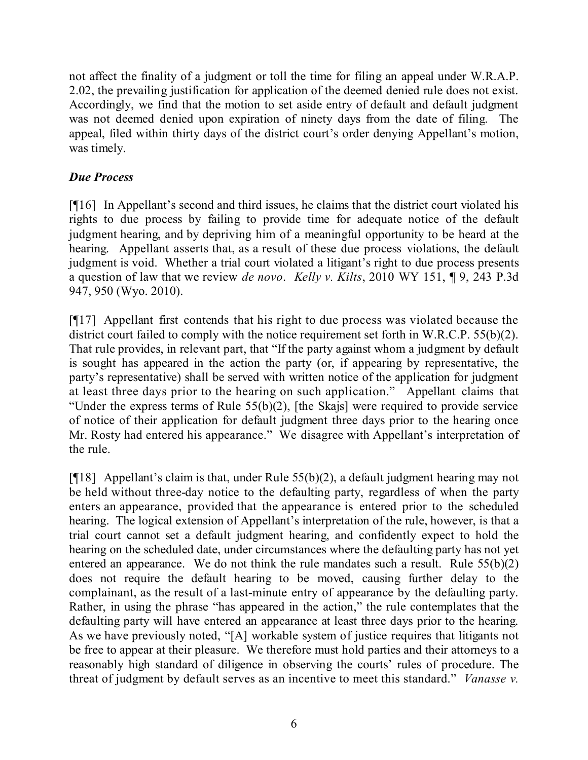not affect the finality of a judgment or toll the time for filing an appeal under W.R.A.P. 2.02, the prevailing justification for application of the deemed denied rule does not exist. Accordingly, we find that the motion to set aside entry of default and default judgment was not deemed denied upon expiration of ninety days from the date of filing. The appeal, filed within thirty days of the district court's order denying Appellant's motion, was timely.

### *Due Process*

[¶16] In Appellant's second and third issues, he claims that the district court violated his rights to due process by failing to provide time for adequate notice of the default judgment hearing, and by depriving him of a meaningful opportunity to be heard at the hearing. Appellant asserts that, as a result of these due process violations, the default judgment is void. Whether a trial court violated a litigant's right to due process presents a question of law that we review *de novo*. *Kelly v. Kilts*, 2010 WY 151, ¶ 9, 243 P.3d 947, 950 (Wyo. 2010).

[¶17] Appellant first contends that his right to due process was violated because the district court failed to comply with the notice requirement set forth in W.R.C.P. 55(b)(2). That rule provides, in relevant part, that "If the party against whom a judgment by default is sought has appeared in the action the party (or, if appearing by representative, the party's representative) shall be served with written notice of the application for judgment at least three days prior to the hearing on such application." Appellant claims that "Under the express terms of Rule 55(b)(2), [the Skajs] were required to provide service of notice of their application for default judgment three days prior to the hearing once Mr. Rosty had entered his appearance." We disagree with Appellant's interpretation of the rule.

[¶18] Appellant's claim is that, under Rule 55(b)(2), a default judgment hearing may not be held without three-day notice to the defaulting party, regardless of when the party enters an appearance, provided that the appearance is entered prior to the scheduled hearing. The logical extension of Appellant's interpretation of the rule, however, is that a trial court cannot set a default judgment hearing, and confidently expect to hold the hearing on the scheduled date, under circumstances where the defaulting party has not yet entered an appearance. We do not think the rule mandates such a result. Rule 55(b)(2) does not require the default hearing to be moved, causing further delay to the complainant, as the result of a last-minute entry of appearance by the defaulting party. Rather, in using the phrase "has appeared in the action," the rule contemplates that the defaulting party will have entered an appearance at least three days prior to the hearing. As we have previously noted, "[A] workable system of justice requires that litigants not be free to appear at their pleasure. We therefore must hold parties and their attorneys to a reasonably high standard of diligence in observing the courts' rules of procedure. The threat of judgment by default serves as an incentive to meet this standard." *Vanasse v.*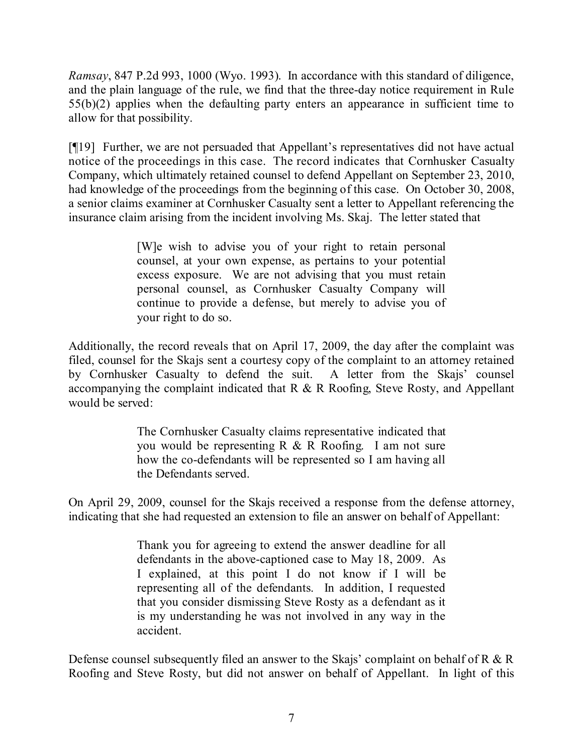*Ramsay*, 847 P.2d 993, 1000 (Wyo. 1993). In accordance with this standard of diligence, and the plain language of the rule, we find that the three-day notice requirement in Rule 55(b)(2) applies when the defaulting party enters an appearance in sufficient time to allow for that possibility.

[¶19] Further, we are not persuaded that Appellant's representatives did not have actual notice of the proceedings in this case. The record indicates that Cornhusker Casualty Company, which ultimately retained counsel to defend Appellant on September 23, 2010, had knowledge of the proceedings from the beginning of this case. On October 30, 2008, a senior claims examiner at Cornhusker Casualty sent a letter to Appellant referencing the insurance claim arising from the incident involving Ms. Skaj. The letter stated that

> [W]e wish to advise you of your right to retain personal counsel, at your own expense, as pertains to your potential excess exposure. We are not advising that you must retain personal counsel, as Cornhusker Casualty Company will continue to provide a defense, but merely to advise you of your right to do so.

Additionally, the record reveals that on April 17, 2009, the day after the complaint was filed, counsel for the Skajs sent a courtesy copy of the complaint to an attorney retained by Cornhusker Casualty to defend the suit. A letter from the Skajs' counsel accompanying the complaint indicated that R & R Roofing, Steve Rosty, and Appellant would be served:

> The Cornhusker Casualty claims representative indicated that you would be representing R & R Roofing. I am not sure how the co-defendants will be represented so I am having all the Defendants served.

On April 29, 2009, counsel for the Skajs received a response from the defense attorney, indicating that she had requested an extension to file an answer on behalf of Appellant:

> Thank you for agreeing to extend the answer deadline for all defendants in the above-captioned case to May 18, 2009. As I explained, at this point I do not know if I will be representing all of the defendants. In addition, I requested that you consider dismissing Steve Rosty as a defendant as it is my understanding he was not involved in any way in the accident.

Defense counsel subsequently filed an answer to the Skajs' complaint on behalf of R & R Roofing and Steve Rosty, but did not answer on behalf of Appellant. In light of this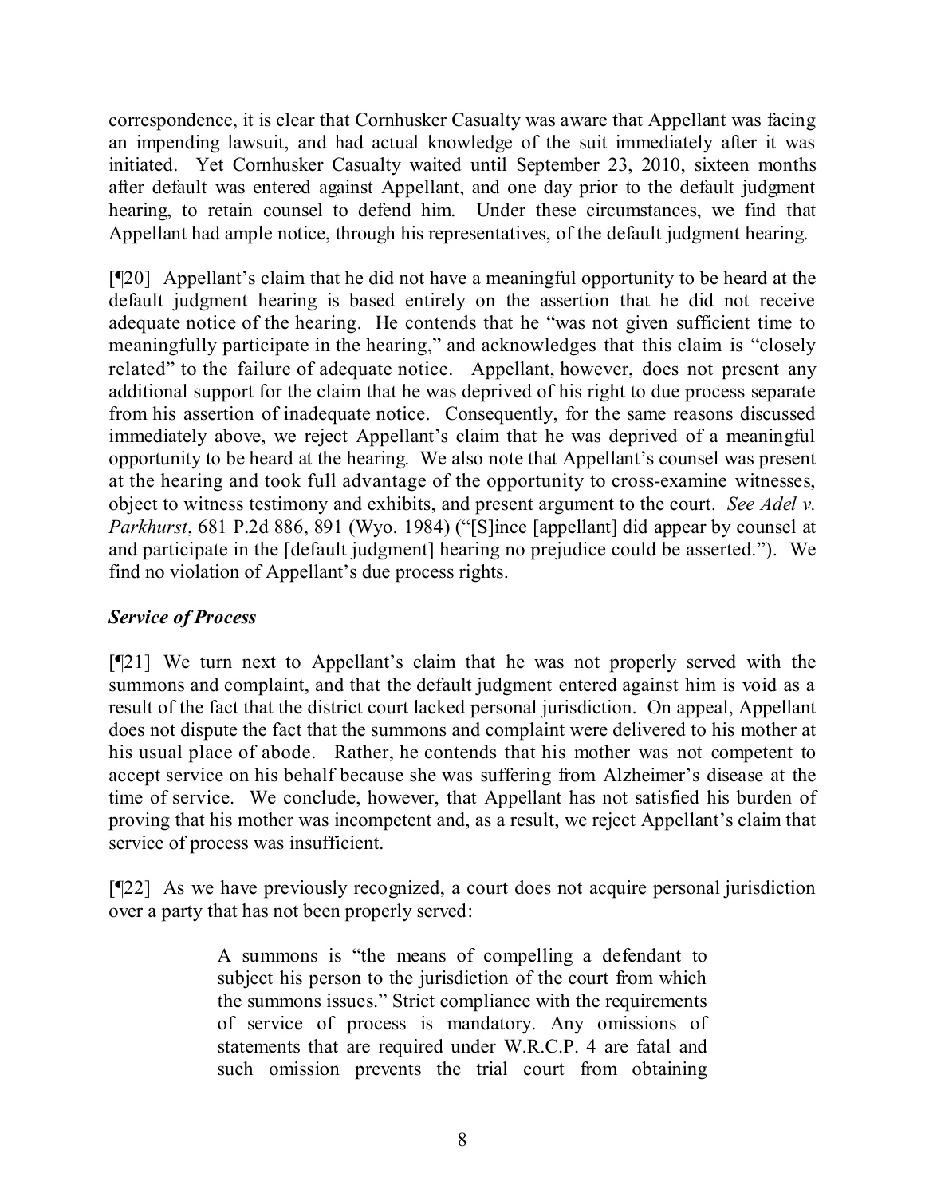correspondence, it is clear that Cornhusker Casualty was aware that Appellant was facing an impending lawsuit, and had actual knowledge of the suit immediately after it was initiated. Yet Cornhusker Casualty waited until September 23, 2010, sixteen months after default was entered against Appellant, and one day prior to the default judgment hearing, to retain counsel to defend him. Under these circumstances, we find that Appellant had ample notice, through his representatives, of the default judgment hearing.

[¶20] Appellant's claim that he did not have a meaningful opportunity to be heard at the default judgment hearing is based entirely on the assertion that he did not receive adequate notice of the hearing. He contends that he "was not given sufficient time to meaningfully participate in the hearing," and acknowledges that this claim is "closely related" to the failure of adequate notice. Appellant, however, does not present any additional support for the claim that he was deprived of his right to due process separate from his assertion of inadequate notice. Consequently, for the same reasons discussed immediately above, we reject Appellant's claim that he was deprived of a meaningful opportunity to be heard at the hearing. We also note that Appellant's counsel was present at the hearing and took full advantage of the opportunity to cross-examine witnesses, object to witness testimony and exhibits, and present argument to the court. *See Adel v. Parkhurst*, 681 P.2d 886, 891 (Wyo. 1984) ("[S]ince [appellant] did appear by counsel at and participate in the [default judgment] hearing no prejudice could be asserted."). We find no violation of Appellant's due process rights.

***Service of Process***

[¶21] We turn next to Appellant's claim that he was not properly served with the summons and complaint, and that the default judgment entered against him is void as a result of the fact that the district court lacked personal jurisdiction. On appeal, Appellant does not dispute the fact that the summons and complaint were delivered to his mother at his usual place of abode. Rather, he contends that his mother was not competent to accept service on his behalf because she was suffering from Alzheimer's disease at the time of service. We conclude, however, that Appellant has not satisfied his burden of proving that his mother was incompetent and, as a result, we reject Appellant's claim that service of process was insufficient.

[¶22] As we have previously recognized, a court does not acquire personal jurisdiction over a party that has not been properly served:

> A summons is "the means of compelling a defendant to subject his person to the jurisdiction of the court from which the summons issues." Strict compliance with the requirements of service of process is mandatory. Any omissions of statements that are required under W.R.C.P. 4 are fatal and such omission prevents the trial court from obtaining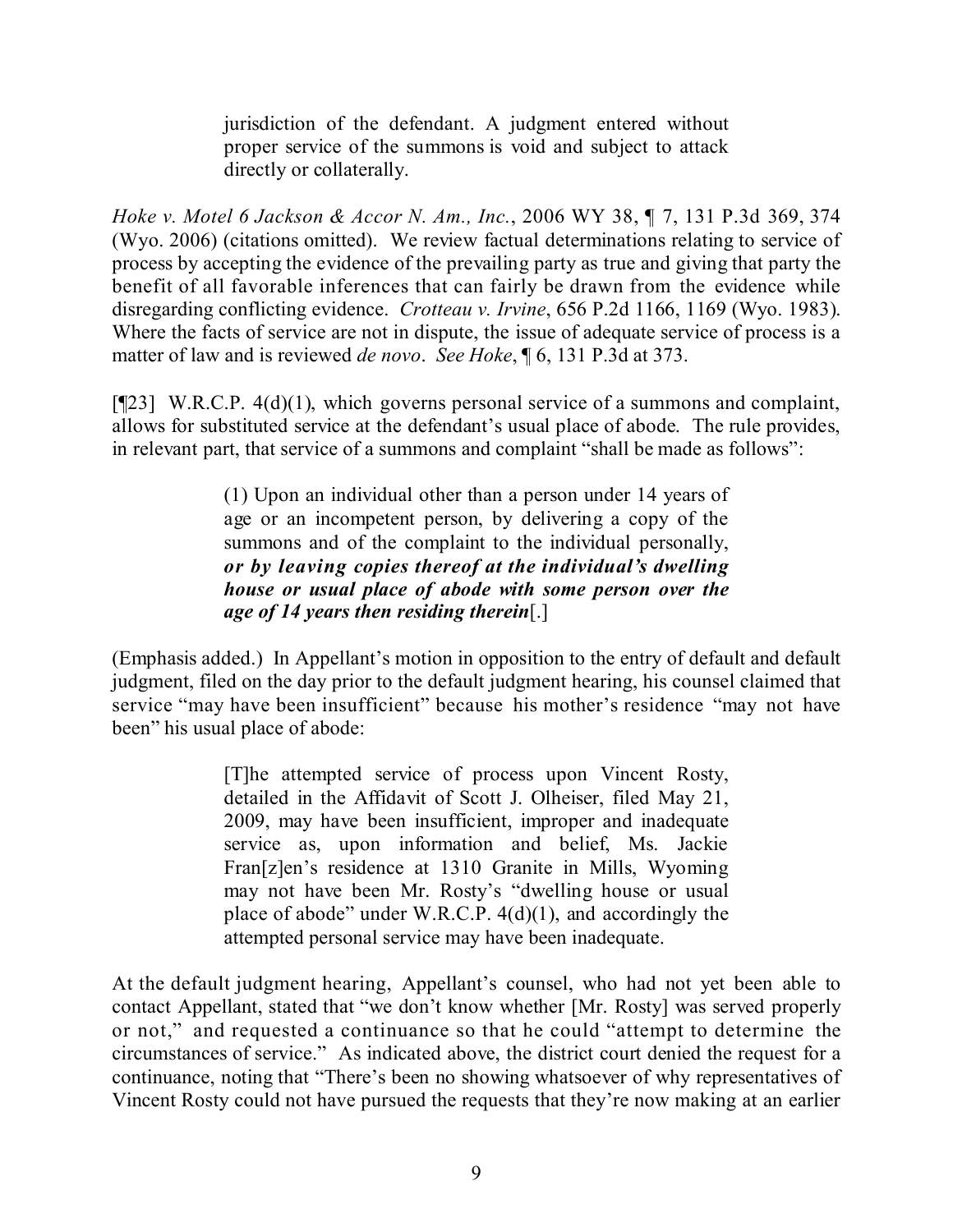> jurisdiction of the defendant. A judgment entered without proper service of the summons is void and subject to attack directly or collaterally.

*Hoke v. Motel 6 Jackson & Accor N. Am., Inc.*, 2006 WY 38, ¶ 7, 131 P.3d 369, 374 (Wyo. 2006) (citations omitted). We review factual determinations relating to service of process by accepting the evidence of the prevailing party as true and giving that party the benefit of all favorable inferences that can fairly be drawn from the evidence while disregarding conflicting evidence. *Crotteau v. Irvine*, 656 P.2d 1166, 1169 (Wyo. 1983). Where the facts of service are not in dispute, the issue of adequate service of process is a matter of law and is reviewed *de novo*. *See Hoke*, ¶ 6, 131 P.3d at 373.

[¶23] W.R.C.P. 4(d)(1), which governs personal service of a summons and complaint, allows for substituted service at the defendant's usual place of abode. The rule provides, in relevant part, that service of a summons and complaint "shall be made as follows":

> (1) Upon an individual other than a person under 14 years of age or an incompetent person, by delivering a copy of the summons and of the complaint to the individual personally, ***or by leaving copies thereof at the individual's dwelling house or usual place of abode with some person over the age of 14 years then residing therein***[.]

(Emphasis added.) In Appellant's motion in opposition to the entry of default and default judgment, filed on the day prior to the default judgment hearing, his counsel claimed that service "may have been insufficient" because his mother's residence "may not have been" his usual place of abode:

> [T]he attempted service of process upon Vincent Rosty, detailed in the Affidavit of Scott J. Olheiser, filed May 21, 2009, may have been insufficient, improper and inadequate service as, upon information and belief, Ms. Jackie Fran[z]en's residence at 1310 Granite in Mills, Wyoming may not have been Mr. Rosty's "dwelling house or usual place of abode" under W.R.C.P. 4(d)(1), and accordingly the attempted personal service may have been inadequate.

At the default judgment hearing, Appellant's counsel, who had not yet been able to contact Appellant, stated that "we don't know whether [Mr. Rosty] was served properly or not," and requested a continuance so that he could "attempt to determine the circumstances of service." As indicated above, the district court denied the request for a continuance, noting that "There's been no showing whatsoever of why representatives of Vincent Rosty could not have pursued the requests that they're now making at an earlier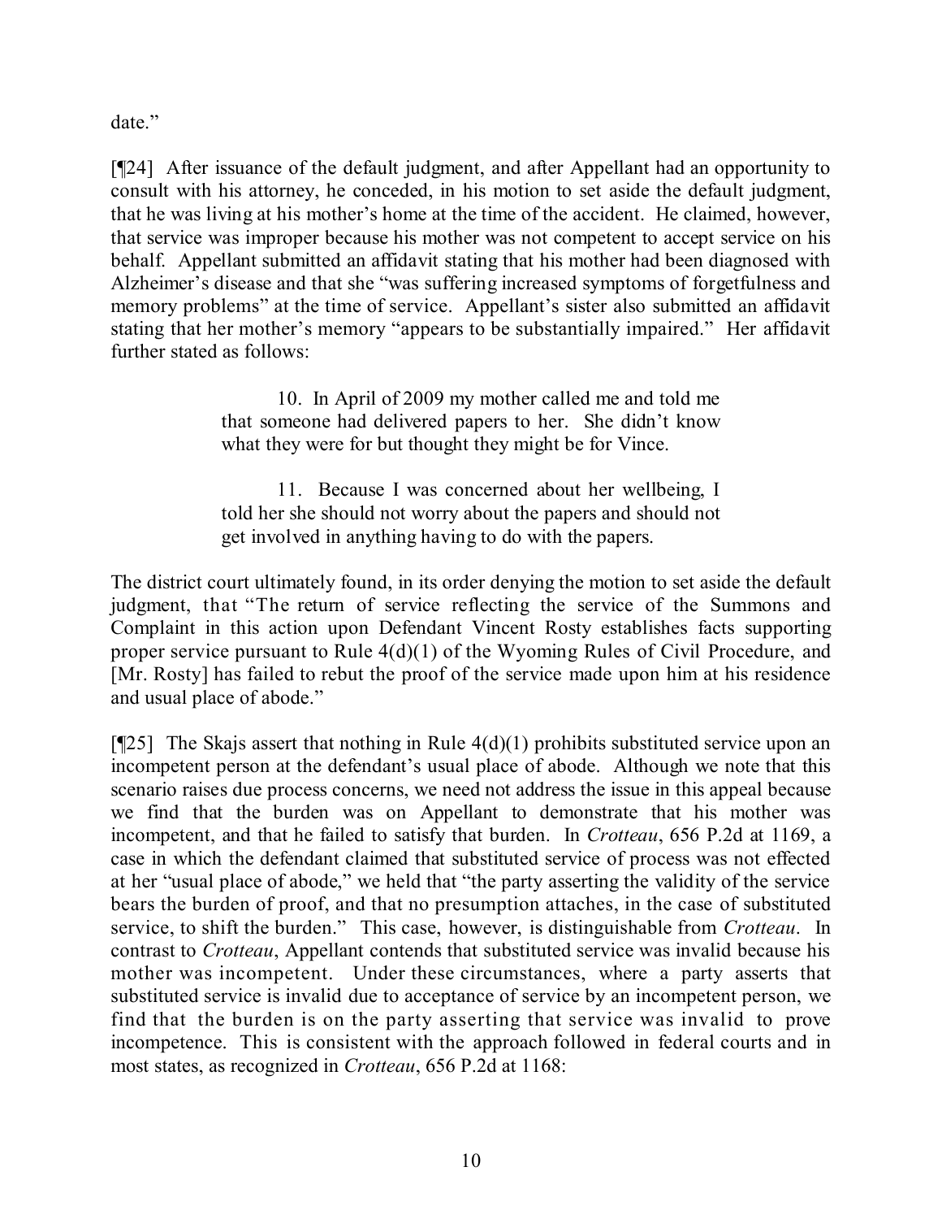date."

[¶24] After issuance of the default judgment, and after Appellant had an opportunity to consult with his attorney, he conceded, in his motion to set aside the default judgment, that he was living at his mother's home at the time of the accident. He claimed, however, that service was improper because his mother was not competent to accept service on his behalf. Appellant submitted an affidavit stating that his mother had been diagnosed with Alzheimer's disease and that she "was suffering increased symptoms of forgetfulness and memory problems" at the time of service. Appellant's sister also submitted an affidavit stating that her mother's memory "appears to be substantially impaired." Her affidavit further stated as follows:

> 10. In April of 2009 my mother called me and told me that someone had delivered papers to her. She didn't know what they were for but thought they might be for Vince.
>
> 11. Because I was concerned about her wellbeing, I told her she should not worry about the papers and should not get involved in anything having to do with the papers.

The district court ultimately found, in its order denying the motion to set aside the default judgment, that "The return of service reflecting the service of the Summons and Complaint in this action upon Defendant Vincent Rosty establishes facts supporting proper service pursuant to Rule 4(d)(1) of the Wyoming Rules of Civil Procedure, and [Mr. Rosty] has failed to rebut the proof of the service made upon him at his residence and usual place of abode."

[¶25] The Skajs assert that nothing in Rule 4(d)(1) prohibits substituted service upon an incompetent person at the defendant's usual place of abode. Although we note that this scenario raises due process concerns, we need not address the issue in this appeal because we find that the burden was on Appellant to demonstrate that his mother was incompetent, and that he failed to satisfy that burden. In *Crotteau*, 656 P.2d at 1169, a case in which the defendant claimed that substituted service of process was not effected at her "usual place of abode," we held that "the party asserting the validity of the service bears the burden of proof, and that no presumption attaches, in the case of substituted service, to shift the burden." This case, however, is distinguishable from *Crotteau*. In contrast to *Crotteau*, Appellant contends that substituted service was invalid because his mother was incompetent. Under these circumstances, where a party asserts that substituted service is invalid due to acceptance of service by an incompetent person, we find that the burden is on the party asserting that service was invalid to prove incompetence. This is consistent with the approach followed in federal courts and in most states, as recognized in *Crotteau*, 656 P.2d at 1168: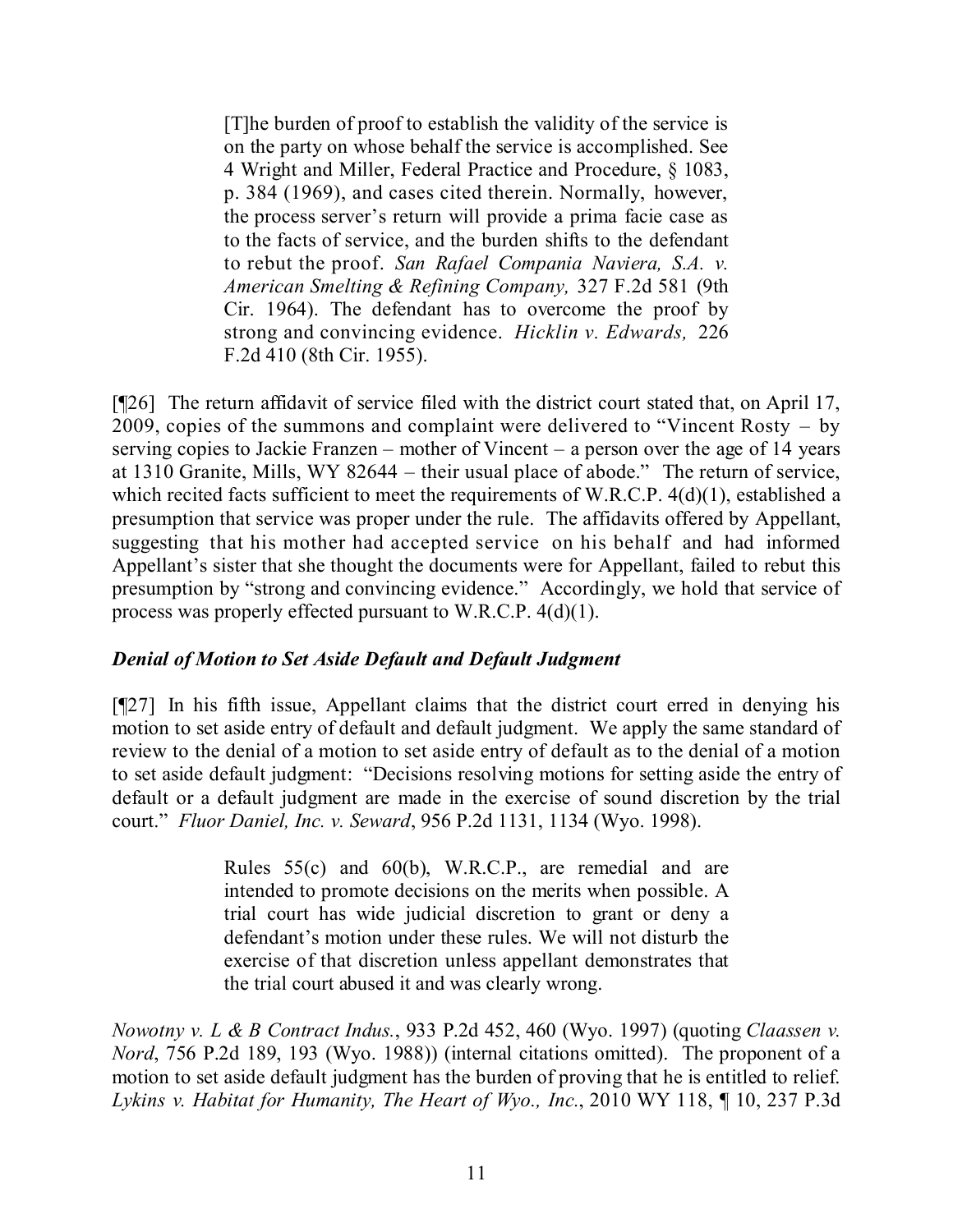> [T]he burden of proof to establish the validity of the service is on the party on whose behalf the service is accomplished. See 4 Wright and Miller, Federal Practice and Procedure, § 1083, p. 384 (1969), and cases cited therein. Normally, however, the process server's return will provide a prima facie case as to the facts of service, and the burden shifts to the defendant to rebut the proof. *San Rafael Compania Naviera, S.A. v. American Smelting & Refining Company,* 327 F.2d 581 (9th Cir. 1964). The defendant has to overcome the proof by strong and convincing evidence. *Hicklin v. Edwards,* 226 F.2d 410 (8th Cir. 1955).

[¶26] The return affidavit of service filed with the district court stated that, on April 17, 2009, copies of the summons and complaint were delivered to "Vincent Rosty – by serving copies to Jackie Franzen – mother of Vincent – a person over the age of 14 years at 1310 Granite, Mills, WY 82644 – their usual place of abode." The return of service, which recited facts sufficient to meet the requirements of W.R.C.P. 4(d)(1), established a presumption that service was proper under the rule. The affidavits offered by Appellant, suggesting that his mother had accepted service on his behalf and had informed Appellant's sister that she thought the documents were for Appellant, failed to rebut this presumption by "strong and convincing evidence." Accordingly, we hold that service of process was properly effected pursuant to W.R.C.P. 4(d)(1).

### *Denial of Motion to Set Aside Default and Default Judgment*

[¶27] In his fifth issue, Appellant claims that the district court erred in denying his motion to set aside entry of default and default judgment. We apply the same standard of review to the denial of a motion to set aside entry of default as to the denial of a motion to set aside default judgment: "Decisions resolving motions for setting aside the entry of default or a default judgment are made in the exercise of sound discretion by the trial court." *Fluor Daniel, Inc. v. Seward*, 956 P.2d 1131, 1134 (Wyo. 1998).

> Rules 55(c) and 60(b), W.R.C.P., are remedial and are intended to promote decisions on the merits when possible. A trial court has wide judicial discretion to grant or deny a defendant's motion under these rules. We will not disturb the exercise of that discretion unless appellant demonstrates that the trial court abused it and was clearly wrong.

*Nowotny v. L & B Contract Indus.*, 933 P.2d 452, 460 (Wyo. 1997) (quoting *Claassen v. Nord*, 756 P.2d 189, 193 (Wyo. 1988)) (internal citations omitted). The proponent of a motion to set aside default judgment has the burden of proving that he is entitled to relief. *Lykins v. Habitat for Humanity, The Heart of Wyo., Inc.*, 2010 WY 118, ¶ 10, 237 P.3d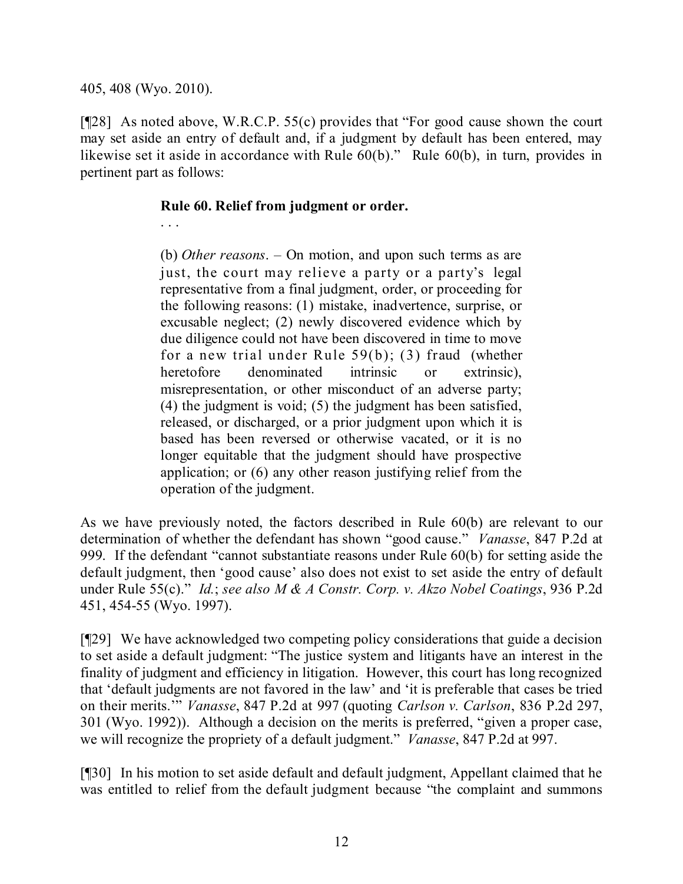405, 408 (Wyo. 2010).

[¶28] As noted above, W.R.C.P. 55(c) provides that "For good cause shown the court may set aside an entry of default and, if a judgment by default has been entered, may likewise set it aside in accordance with Rule 60(b)." Rule 60(b), in turn, provides in pertinent part as follows:

> **Rule 60. Relief from judgment or order.**
>
> . . .
>
> (b) *Other reasons*. – On motion, and upon such terms as are just, the court may relieve a party or a party's legal representative from a final judgment, order, or proceeding for the following reasons: (1) mistake, inadvertence, surprise, or excusable neglect; (2) newly discovered evidence which by due diligence could not have been discovered in time to move for a new trial under Rule 59(b); (3) fraud (whether heretofore denominated intrinsic or extrinsic), misrepresentation, or other misconduct of an adverse party; (4) the judgment is void; (5) the judgment has been satisfied, released, or discharged, or a prior judgment upon which it is based has been reversed or otherwise vacated, or it is no longer equitable that the judgment should have prospective application; or (6) any other reason justifying relief from the operation of the judgment.

As we have previously noted, the factors described in Rule 60(b) are relevant to our determination of whether the defendant has shown "good cause." *Vanasse*, 847 P.2d at 999. If the defendant "cannot substantiate reasons under Rule 60(b) for setting aside the default judgment, then 'good cause' also does not exist to set aside the entry of default under Rule 55(c)." *Id.*; *see also M & A Constr. Corp. v. Akzo Nobel Coatings*, 936 P.2d 451, 454-55 (Wyo. 1997).

[¶29] We have acknowledged two competing policy considerations that guide a decision to set aside a default judgment: "The justice system and litigants have an interest in the finality of judgment and efficiency in litigation. However, this court has long recognized that 'default judgments are not favored in the law' and 'it is preferable that cases be tried on their merits.'" *Vanasse*, 847 P.2d at 997 (quoting *Carlson v. Carlson*, 836 P.2d 297, 301 (Wyo. 1992)). Although a decision on the merits is preferred, "given a proper case, we will recognize the propriety of a default judgment." *Vanasse*, 847 P.2d at 997.

[¶30] In his motion to set aside default and default judgment, Appellant claimed that he was entitled to relief from the default judgment because "the complaint and summons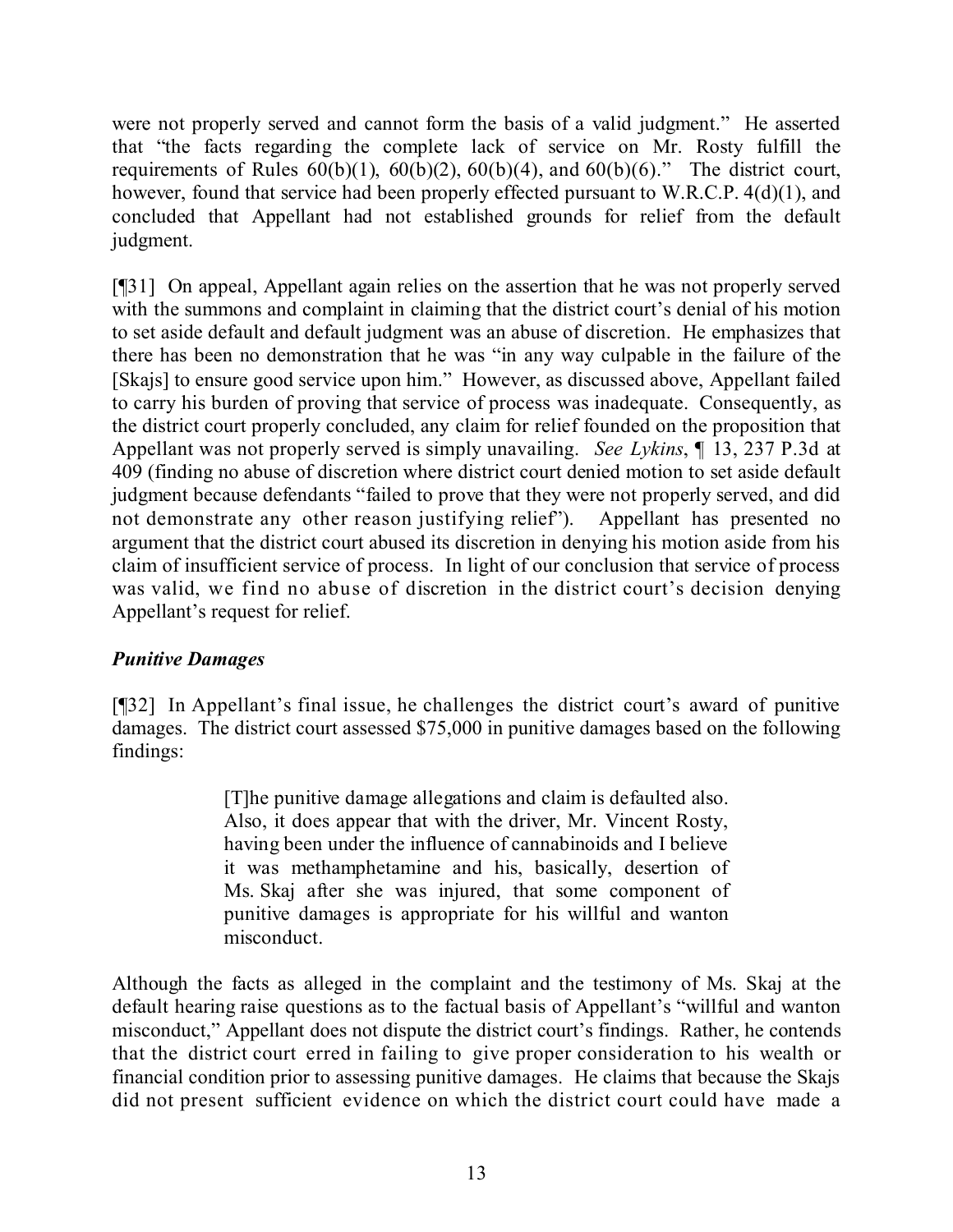were not properly served and cannot form the basis of a valid judgment." He asserted that "the facts regarding the complete lack of service on Mr. Rosty fulfill the requirements of Rules 60(b)(1), 60(b)(2), 60(b)(4), and 60(b)(6)." The district court, however, found that service had been properly effected pursuant to W.R.C.P. 4(d)(1), and concluded that Appellant had not established grounds for relief from the default judgment.

[¶31] On appeal, Appellant again relies on the assertion that he was not properly served with the summons and complaint in claiming that the district court's denial of his motion to set aside default and default judgment was an abuse of discretion. He emphasizes that there has been no demonstration that he was "in any way culpable in the failure of the [Skajs] to ensure good service upon him." However, as discussed above, Appellant failed to carry his burden of proving that service of process was inadequate. Consequently, as the district court properly concluded, any claim for relief founded on the proposition that Appellant was not properly served is simply unavailing. *See Lykins*, ¶ 13, 237 P.3d at 409 (finding no abuse of discretion where district court denied motion to set aside default judgment because defendants "failed to prove that they were not properly served, and did not demonstrate any other reason justifying relief"). Appellant has presented no argument that the district court abused its discretion in denying his motion aside from his claim of insufficient service of process. In light of our conclusion that service of process was valid, we find no abuse of discretion in the district court's decision denying Appellant's request for relief.

### *Punitive Damages*

[¶32] In Appellant's final issue, he challenges the district court's award of punitive damages. The district court assessed $75,000 in punitive damages based on the following findings:

> [T]he punitive damage allegations and claim is defaulted also. Also, it does appear that with the driver, Mr. Vincent Rosty, having been under the influence of cannabinoids and I believe it was methamphetamine and his, basically, desertion of Ms. Skaj after she was injured, that some component of punitive damages is appropriate for his willful and wanton misconduct.

Although the facts as alleged in the complaint and the testimony of Ms. Skaj at the default hearing raise questions as to the factual basis of Appellant's "willful and wanton misconduct," Appellant does not dispute the district court's findings. Rather, he contends that the district court erred in failing to give proper consideration to his wealth or financial condition prior to assessing punitive damages. He claims that because the Skajs did not present sufficient evidence on which the district court could have made a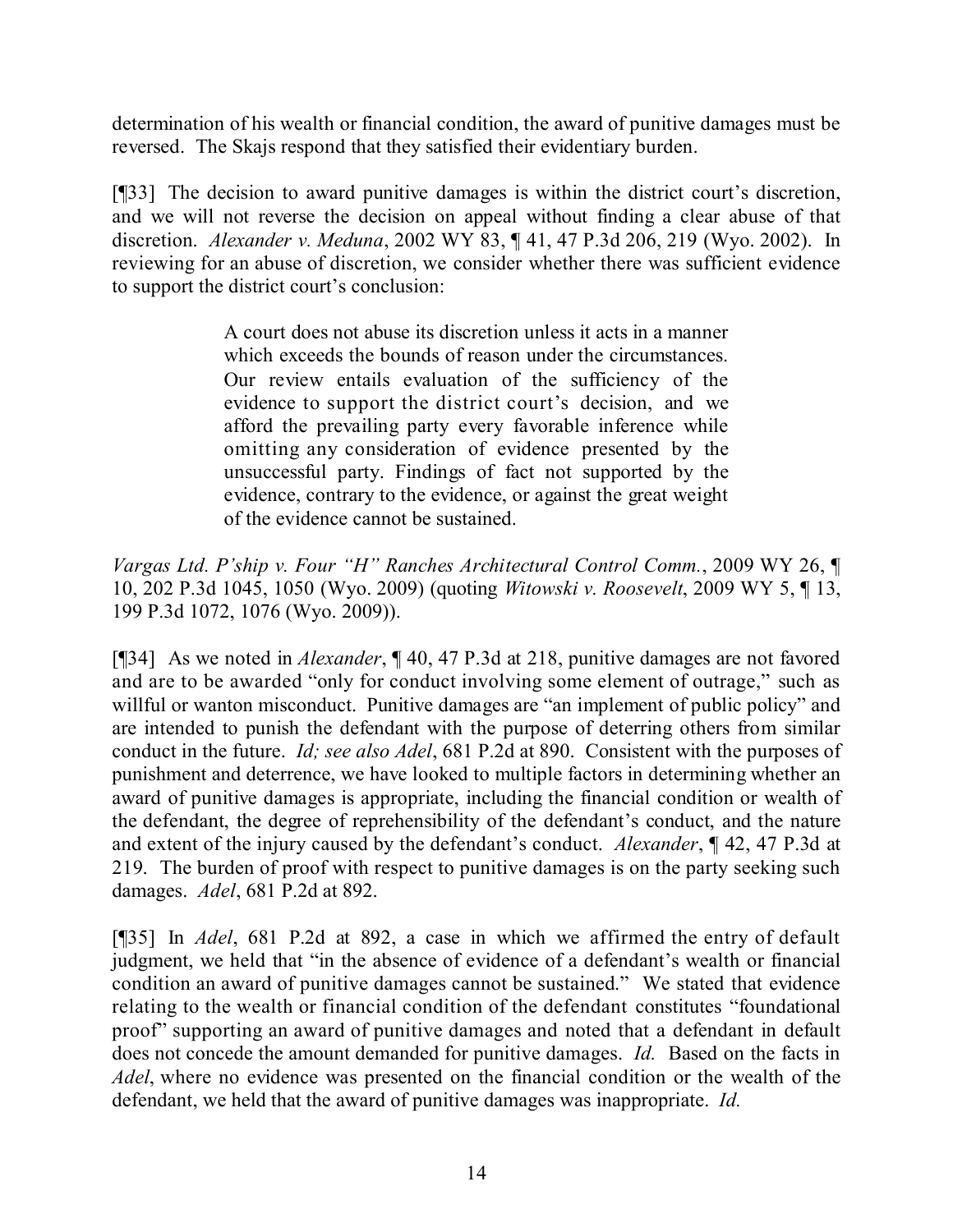determination of his wealth or financial condition, the award of punitive damages must be reversed. The Skajs respond that they satisfied their evidentiary burden.

[¶33] The decision to award punitive damages is within the district court's discretion, and we will not reverse the decision on appeal without finding a clear abuse of that discretion. *Alexander v. Meduna*, 2002 WY 83, ¶ 41, 47 P.3d 206, 219 (Wyo. 2002). In reviewing for an abuse of discretion, we consider whether there was sufficient evidence to support the district court's conclusion:

> A court does not abuse its discretion unless it acts in a manner which exceeds the bounds of reason under the circumstances. Our review entails evaluation of the sufficiency of the evidence to support the district court's decision, and we afford the prevailing party every favorable inference while omitting any consideration of evidence presented by the unsuccessful party. Findings of fact not supported by the evidence, contrary to the evidence, or against the great weight of the evidence cannot be sustained.

*Vargas Ltd. P'ship v. Four "H" Ranches Architectural Control Comm.*, 2009 WY 26, ¶ 10, 202 P.3d 1045, 1050 (Wyo. 2009) (quoting *Witowski v. Roosevelt*, 2009 WY 5, ¶ 13, 199 P.3d 1072, 1076 (Wyo. 2009)).

[¶34] As we noted in *Alexander*, ¶ 40, 47 P.3d at 218, punitive damages are not favored and are to be awarded "only for conduct involving some element of outrage," such as willful or wanton misconduct. Punitive damages are "an implement of public policy" and are intended to punish the defendant with the purpose of deterring others from similar conduct in the future. *Id; see also Adel*, 681 P.2d at 890. Consistent with the purposes of punishment and deterrence, we have looked to multiple factors in determining whether an award of punitive damages is appropriate, including the financial condition or wealth of the defendant, the degree of reprehensibility of the defendant's conduct, and the nature and extent of the injury caused by the defendant's conduct. *Alexander*, ¶ 42, 47 P.3d at 219. The burden of proof with respect to punitive damages is on the party seeking such damages. *Adel*, 681 P.2d at 892.

[¶35] In *Adel*, 681 P.2d at 892, a case in which we affirmed the entry of default judgment, we held that "in the absence of evidence of a defendant's wealth or financial condition an award of punitive damages cannot be sustained." We stated that evidence relating to the wealth or financial condition of the defendant constitutes "foundational proof" supporting an award of punitive damages and noted that a defendant in default does not concede the amount demanded for punitive damages. *Id.* Based on the facts in *Adel*, where no evidence was presented on the financial condition or the wealth of the defendant, we held that the award of punitive damages was inappropriate. *Id.*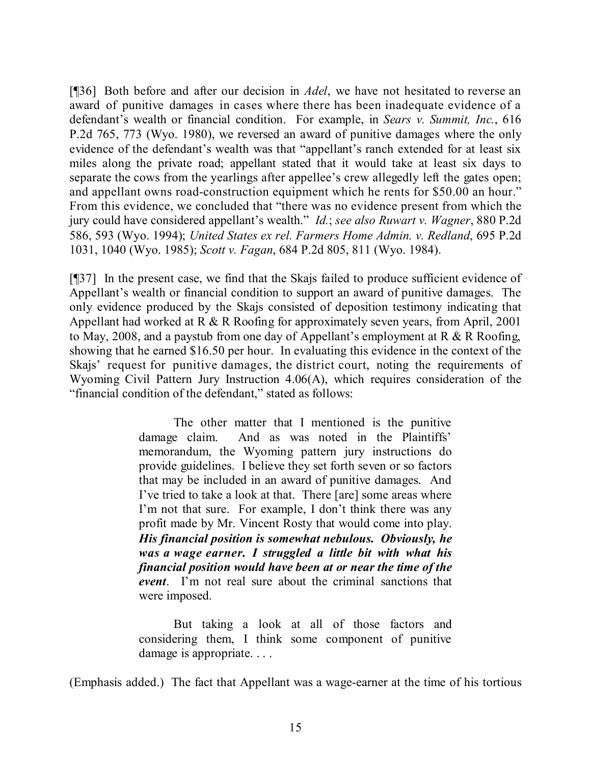[¶36] Both before and after our decision in *Adel*, we have not hesitated to reverse an award of punitive damages in cases where there has been inadequate evidence of a defendant's wealth or financial condition. For example, in *Sears v. Summit, Inc.*, 616 P.2d 765, 773 (Wyo. 1980), we reversed an award of punitive damages where the only evidence of the defendant's wealth was that "appellant's ranch extended for at least six miles along the private road; appellant stated that it would take at least six days to separate the cows from the yearlings after appellee's crew allegedly left the gates open; and appellant owns road-construction equipment which he rents for $50.00 an hour." From this evidence, we concluded that "there was no evidence present from which the jury could have considered appellant's wealth." *Id.*; *see also Ruwart v. Wagner*, 880 P.2d 586, 593 (Wyo. 1994); *United States ex rel. Farmers Home Admin. v. Redland*, 695 P.2d 1031, 1040 (Wyo. 1985); *Scott v. Fagan*, 684 P.2d 805, 811 (Wyo. 1984).

[¶37] In the present case, we find that the Skajs failed to produce sufficient evidence of Appellant's wealth or financial condition to support an award of punitive damages. The only evidence produced by the Skajs consisted of deposition testimony indicating that Appellant had worked at R & R Roofing for approximately seven years, from April, 2001 to May, 2008, and a paystub from one day of Appellant's employment at R & R Roofing, showing that he earned $16.50 per hour. In evaluating this evidence in the context of the Skajs' request for punitive damages, the district court, noting the requirements of Wyoming Civil Pattern Jury Instruction 4.06(A), which requires consideration of the "financial condition of the defendant," stated as follows:

> The other matter that I mentioned is the punitive damage claim. And as was noted in the Plaintiffs' memorandum, the Wyoming pattern jury instructions do provide guidelines. I believe they set forth seven or so factors that may be included in an award of punitive damages. And I've tried to take a look at that. There [are] some areas where I'm not that sure. For example, I don't think there was any profit made by Mr. Vincent Rosty that would come into play. ***His financial position is somewhat nebulous. Obviously, he was a wage earner. I struggled a little bit with what his financial position would have been at or near the time of the event***. I'm not real sure about the criminal sanctions that were imposed.
>
> But taking a look at all of those factors and considering them, I think some component of punitive damage is appropriate. . . .

(Emphasis added.) The fact that Appellant was a wage-earner at the time of his tortious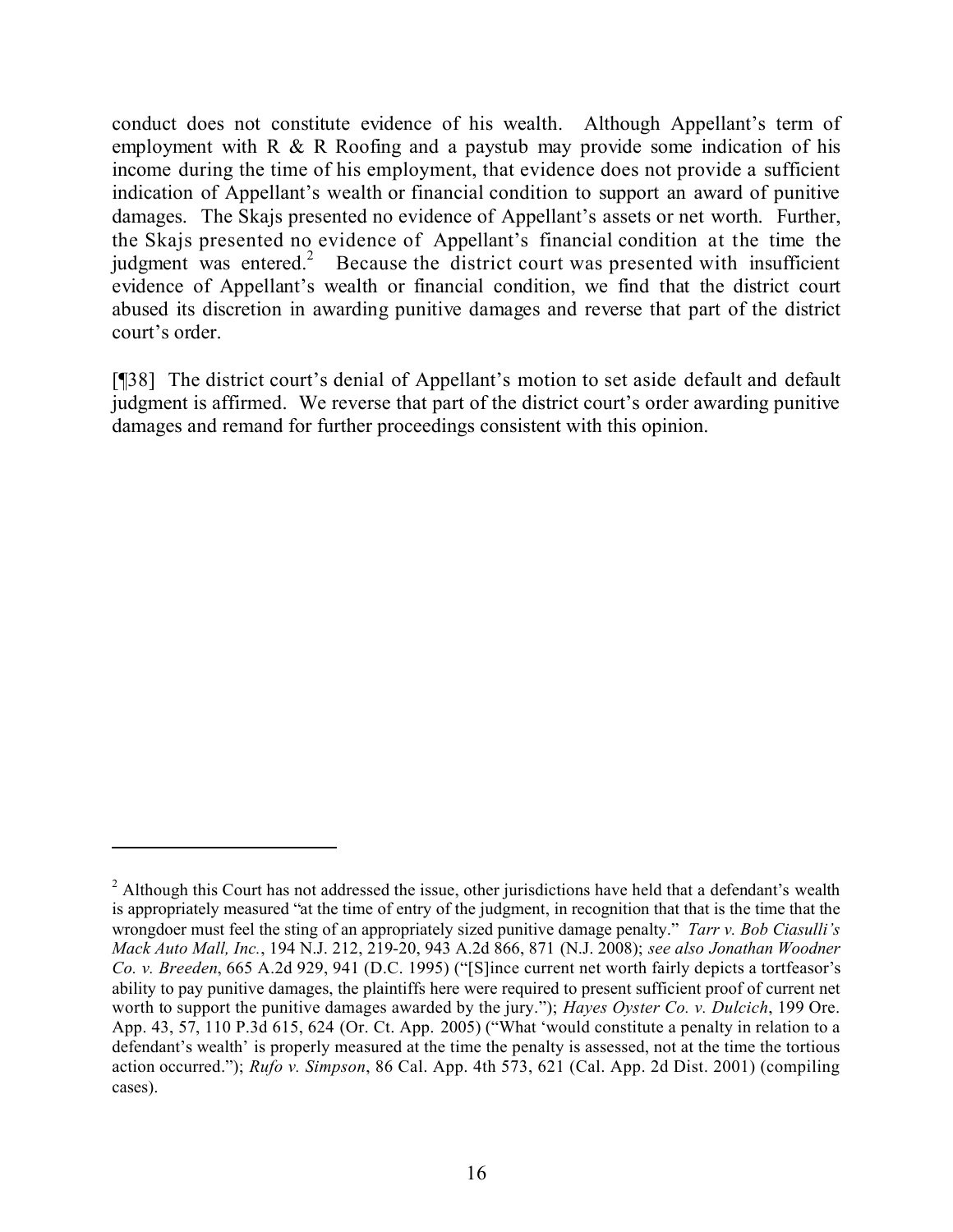conduct does not constitute evidence of his wealth. Although Appellant's term of employment with R & R Roofing and a paystub may provide some indication of his income during the time of his employment, that evidence does not provide a sufficient indication of Appellant's wealth or financial condition to support an award of punitive damages. The Skajs presented no evidence of Appellant's assets or net worth. Further, the Skajs presented no evidence of Appellant's financial condition at the time the judgment was entered.[2] Because the district court was presented with insufficient evidence of Appellant's wealth or financial condition, we find that the district court abused its discretion in awarding punitive damages and reverse that part of the district court's order.

[¶38] The district court's denial of Appellant's motion to set aside default and default judgment is affirmed. We reverse that part of the district court's order awarding punitive damages and remand for further proceedings consistent with this opinion.

---

[2] Although this Court has not addressed the issue, other jurisdictions have held that a defendant's wealth is appropriately measured "at the time of entry of the judgment, in recognition that that is the time that the wrongdoer must feel the sting of an appropriately sized punitive damage penalty." *Tarr v. Bob Ciasulli's Mack Auto Mall, Inc.*, 194 N.J. 212, 219-20, 943 A.2d 866, 871 (N.J. 2008); *see also Jonathan Woodner Co. v. Breeden*, 665 A.2d 929, 941 (D.C. 1995) ("[S]ince current net worth fairly depicts a tortfeasor's ability to pay punitive damages, the plaintiffs here were required to present sufficient proof of current net worth to support the punitive damages awarded by the jury."); *Hayes Oyster Co. v. Dulcich*, 199 Ore. App. 43, 57, 110 P.3d 615, 624 (Or. Ct. App. 2005) ("What 'would constitute a penalty in relation to a defendant's wealth' is properly measured at the time the penalty is assessed, not at the time the tortious action occurred."); *Rufo v. Simpson*, 86 Cal. App. 4th 573, 621 (Cal. App. 2d Dist. 2001) (compiling cases).